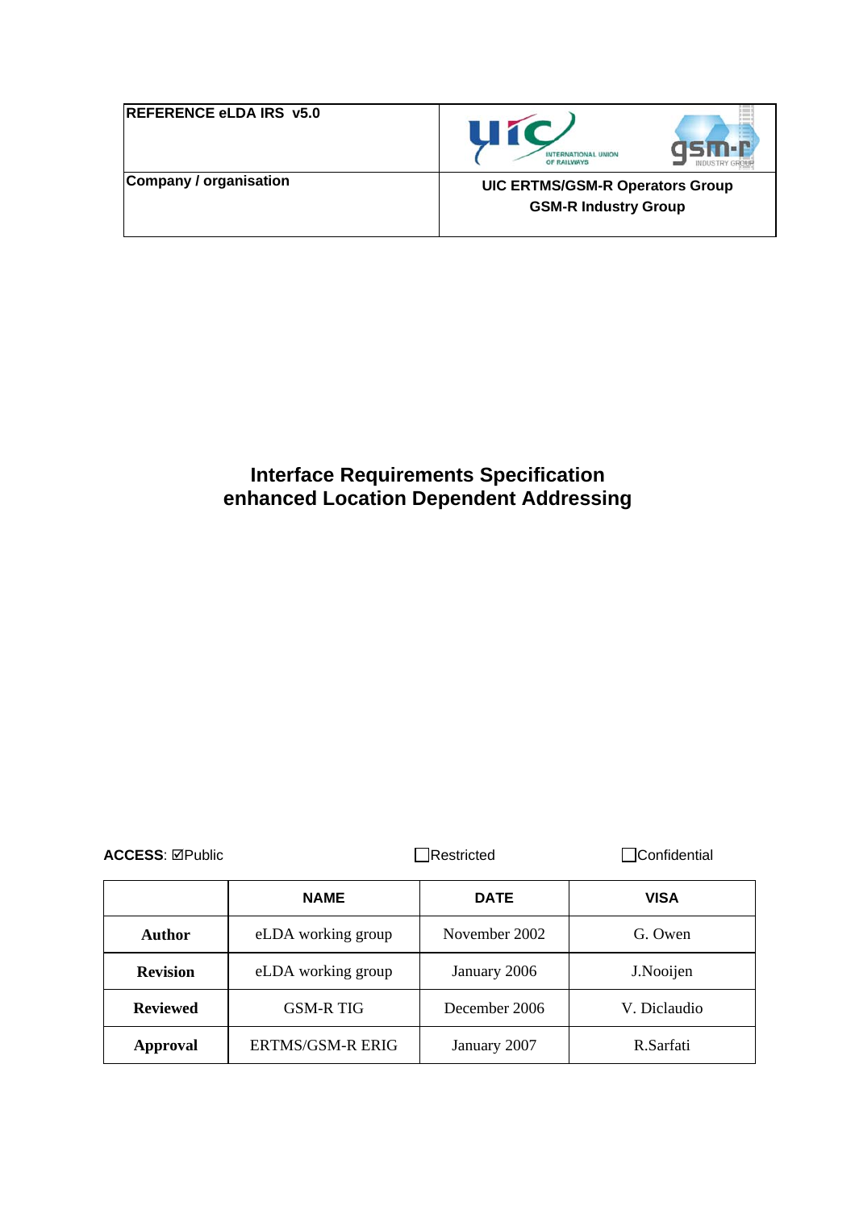| REFERENCE eLDA IRS v5.0 | |
|---|---|
| Company / organisation | UIC ERTMS/GSM-R Operators Group<br>GSM-R Industry Group |

# Interface Requirements Specification
# enhanced Location Dependent Addressing

**ACCESS**: ☑Public ☐Restricted ☐Confidential

| | NAME | DATE | VISA |
|---|---|---|---|
| **Author** | eLDA working group | November 2002 | G. Owen |
| **Revision** | eLDA working group | January 2006 | J.Nooijen |
| **Reviewed** | GSM-R TIG | December 2006 | V. Diclaudio |
| **Approval** | ERTMS/GSM-R ERIG | January 2007 | R.Sarfati |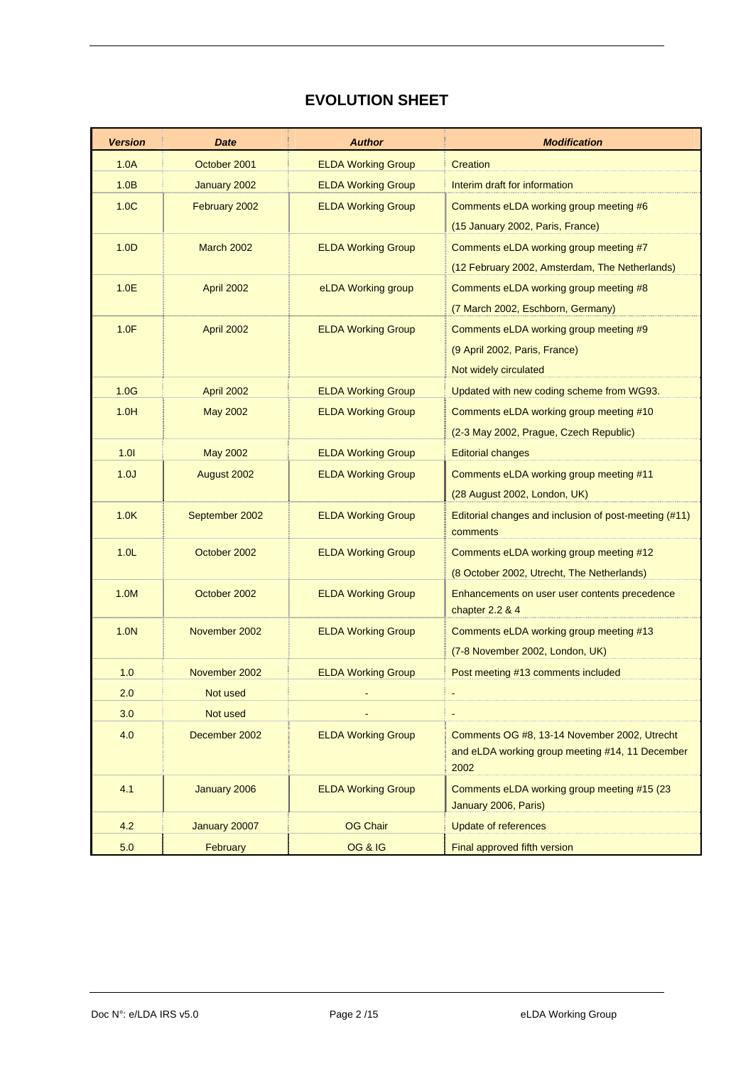# EVOLUTION SHEET

| ***Version*** | ***Date*** | ***Author*** | ***Modification*** |
|---|---|---|---|
| 1.0A | October 2001 | ELDA Working Group | Creation |
| 1.0B | January 2002 | ELDA Working Group | Interim draft for information |
| 1.0C | February 2002 | ELDA Working Group | Comments eLDA working group meeting #6<br>(15 January 2002, Paris, France) |
| 1.0D | March 2002 | ELDA Working Group | Comments eLDA working group meeting #7<br>(12 February 2002, Amsterdam, The Netherlands) |
| 1.0E | April 2002 | eLDA Working group | Comments eLDA working group meeting #8<br>(7 March 2002, Eschborn, Germany) |
| 1.0F | April 2002 | ELDA Working Group | Comments eLDA working group meeting #9<br>(9 April 2002, Paris, France)<br>Not widely circulated |
| 1.0G | April 2002 | ELDA Working Group | Updated with new coding scheme from WG93. |
| 1.0H | May 2002 | ELDA Working Group | Comments eLDA working group meeting #10<br>(2-3 May 2002, Prague, Czech Republic) |
| 1.0I | May 2002 | ELDA Working Group | Editorial changes |
| 1.0J | August 2002 | ELDA Working Group | Comments eLDA working group meeting #11<br>(28 August 2002, London, UK) |
| 1.0K | September 2002 | ELDA Working Group | Editorial changes and inclusion of post-meeting (#11) comments |
| 1.0L | October 2002 | ELDA Working Group | Comments eLDA working group meeting #12<br>(8 October 2002, Utrecht, The Netherlands) |
| 1.0M | October 2002 | ELDA Working Group | Enhancements on user user contents precedence chapter 2.2 & 4 |
| 1.0N | November 2002 | ELDA Working Group | Comments eLDA working group meeting #13<br>(7-8 November 2002, London, UK) |
| 1.0 | November 2002 | ELDA Working Group | Post meeting #13 comments included |
| 2.0 | Not used | - | - |
| 3.0 | Not used | - | - |
| 4.0 | December 2002 | ELDA Working Group | Comments OG #8, 13-14 November 2002, Utrecht and eLDA working group meeting #14, 11 December 2002 |
| 4.1 | January 2006 | ELDA Working Group | Comments eLDA working group meeting #15 (23 January 2006, Paris) |
| 4.2 | January 20007 | OG Chair | Update of references |
| 5.0 | February | OG & IG | Final approved fifth version |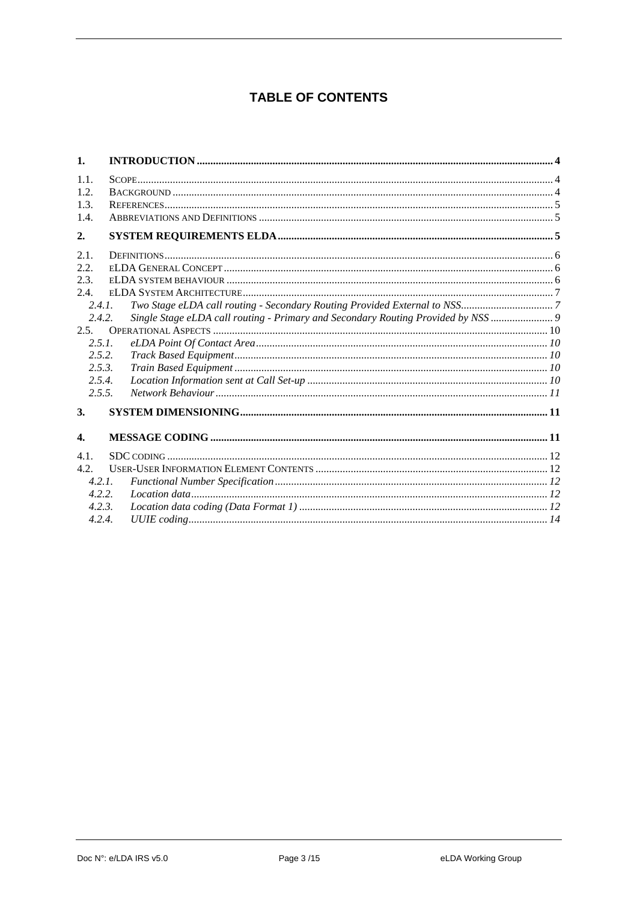# TABLE OF CONTENTS

**1. INTRODUCTION** .......... 4

1.1. SCOPE .......... 4
1.2. BACKGROUND .......... 4
1.3. REFERENCES .......... 5
1.4. ABBREVIATIONS AND DEFINITIONS .......... 5

**2. SYSTEM REQUIREMENTS ELDA** .......... 5

2.1. DEFINITIONS .......... 6
2.2. ELDA GENERAL CONCEPT .......... 6
2.3. ELDA SYSTEM BEHAVIOUR .......... 6
2.4. ELDA SYSTEM ARCHITECTURE .......... 7
*2.4.1. Two Stage eLDA call routing - Secondary Routing Provided External to NSS* .......... 7
*2.4.2. Single Stage eLDA call routing - Primary and Secondary Routing Provided by NSS* .......... 9
2.5. OPERATIONAL ASPECTS .......... 10
*2.5.1. eLDA Point Of Contact Area* .......... 10
*2.5.2. Track Based Equipment* .......... 10
*2.5.3. Train Based Equipment* .......... 10
*2.5.4. Location Information sent at Call Set-up* .......... 10
*2.5.5. Network Behaviour* .......... 11

**3. SYSTEM DIMENSIONING** .......... 11

**4. MESSAGE CODING** .......... 11

4.1. SDC CODING .......... 12
4.2. USER-USER INFORMATION ELEMENT CONTENTS .......... 12
*4.2.1. Functional Number Specification* .......... 12
*4.2.2. Location data* .......... 12
*4.2.3. Location data coding (Data Format 1)* .......... 12
*4.2.4. UUIE coding* .......... 14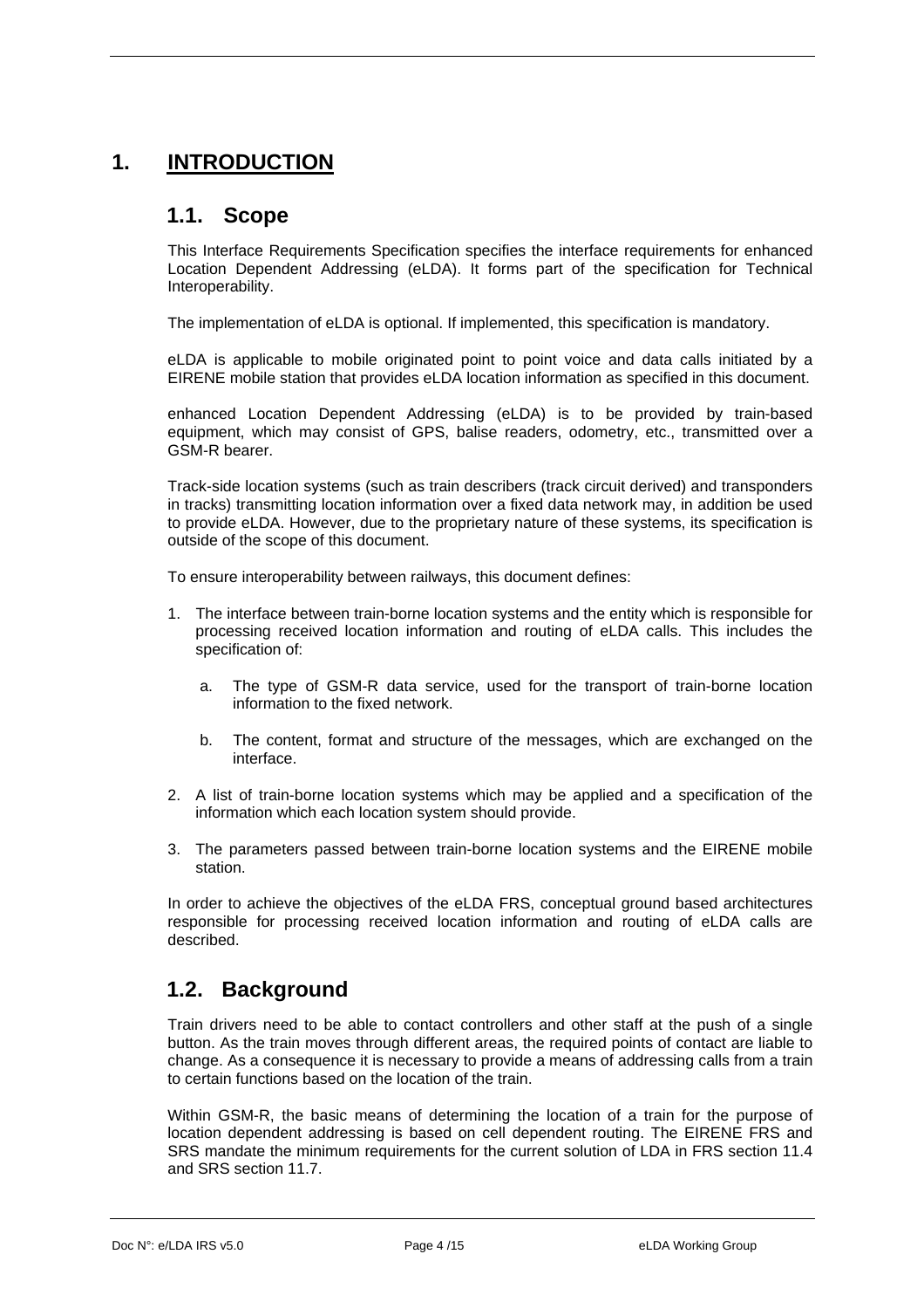# 1. INTRODUCTION

## 1.1. Scope

This Interface Requirements Specification specifies the interface requirements for enhanced Location Dependent Addressing (eLDA). It forms part of the specification for Technical Interoperability.

The implementation of eLDA is optional. If implemented, this specification is mandatory.

eLDA is applicable to mobile originated point to point voice and data calls initiated by a EIRENE mobile station that provides eLDA location information as specified in this document.

enhanced Location Dependent Addressing (eLDA) is to be provided by train-based equipment, which may consist of GPS, balise readers, odometry, etc., transmitted over a GSM-R bearer.

Track-side location systems (such as train describers (track circuit derived) and transponders in tracks) transmitting location information over a fixed data network may, in addition be used to provide eLDA. However, due to the proprietary nature of these systems, its specification is outside of the scope of this document.

To ensure interoperability between railways, this document defines:

1. The interface between train-borne location systems and the entity which is responsible for processing received location information and routing of eLDA calls. This includes the specification of:

   a. The type of GSM-R data service, used for the transport of train-borne location information to the fixed network.

   b. The content, format and structure of the messages, which are exchanged on the interface.

2. A list of train-borne location systems which may be applied and a specification of the information which each location system should provide.

3. The parameters passed between train-borne location systems and the EIRENE mobile station.

In order to achieve the objectives of the eLDA FRS, conceptual ground based architectures responsible for processing received location information and routing of eLDA calls are described.

## 1.2. Background

Train drivers need to be able to contact controllers and other staff at the push of a single button. As the train moves through different areas, the required points of contact are liable to change. As a consequence it is necessary to provide a means of addressing calls from a train to certain functions based on the location of the train.

Within GSM-R, the basic means of determining the location of a train for the purpose of location dependent addressing is based on cell dependent routing. The EIRENE FRS and SRS mandate the minimum requirements for the current solution of LDA in FRS section 11.4 and SRS section 11.7.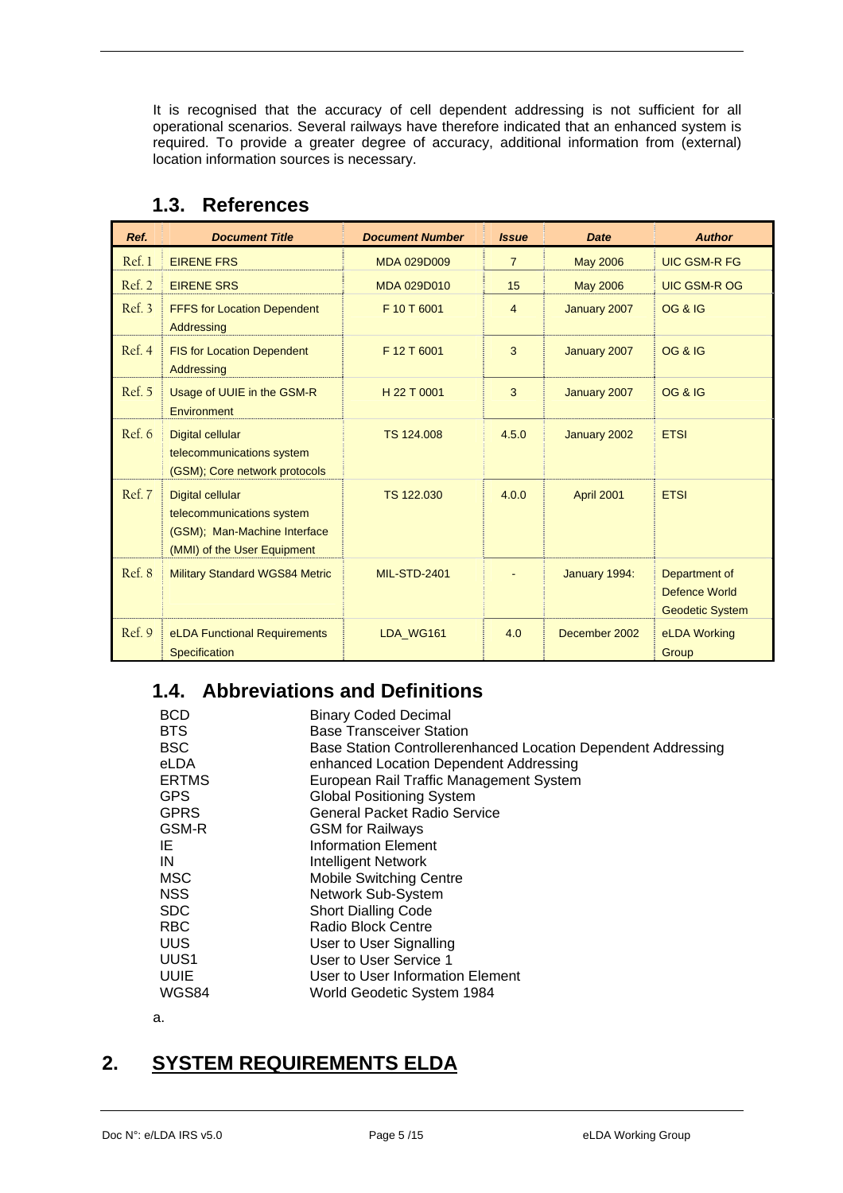It is recognised that the accuracy of cell dependent addressing is not sufficient for all operational scenarios. Several railways have therefore indicated that an enhanced system is required. To provide a greater degree of accuracy, additional information from (external) location information sources is necessary.

## 1.3. References

| Ref. | Document Title | Document Number | Issue | Date | Author |
|---|---|---|---|---|---|
| Ref. 1 | EIRENE FRS | MDA 029D009 | 7 | May 2006 | UIC GSM-R FG |
| Ref. 2 | EIRENE SRS | MDA 029D010 | 15 | May 2006 | UIC GSM-R OG |
| Ref. 3 | FFFS for Location Dependent Addressing | F 10 T 6001 | 4 | January 2007 | OG & IG |
| Ref. 4 | FIS for Location Dependent Addressing | F 12 T 6001 | 3 | January 2007 | OG & IG |
| Ref. 5 | Usage of UUIE in the GSM-R Environment | H 22 T 0001 | 3 | January 2007 | OG & IG |
| Ref. 6 | Digital cellular telecommunications system (GSM); Core network protocols | TS 124.008 | 4.5.0 | January 2002 | ETSI |
| Ref. 7 | Digital cellular telecommunications system (GSM); Man-Machine Interface (MMI) of the User Equipment | TS 122.030 | 4.0.0 | April 2001 | ETSI |
| Ref. 8 | Military Standard WGS84 Metric | MIL-STD-2401 | - | January 1994: | Department of Defence World Geodetic System |
| Ref. 9 | eLDA Functional Requirements Specification | LDA_WG161 | 4.0 | December 2002 | eLDA Working Group |

## 1.4. Abbreviations and Definitions

| | |
|---|---|
| BCD | Binary Coded Decimal |
| BTS | Base Transceiver Station |
| BSC | Base Station Controllerenhanced Location Dependent Addressing |
| eLDA | enhanced Location Dependent Addressing |
| ERTMS | European Rail Traffic Management System |
| GPS | Global Positioning System |
| GPRS | General Packet Radio Service |
| GSM-R | GSM for Railways |
| IE | Information Element |
| IN | Intelligent Network |
| MSC | Mobile Switching Centre |
| NSS | Network Sub-System |
| SDC | Short Dialling Code |
| RBC | Radio Block Centre |
| UUS | User to User Signalling |
| UUS1 | User to User Service 1 |
| UUIE | User to User Information Element |
| WGS84 | World Geodetic System 1984 |

a.

# 2. SYSTEM REQUIREMENTS ELDA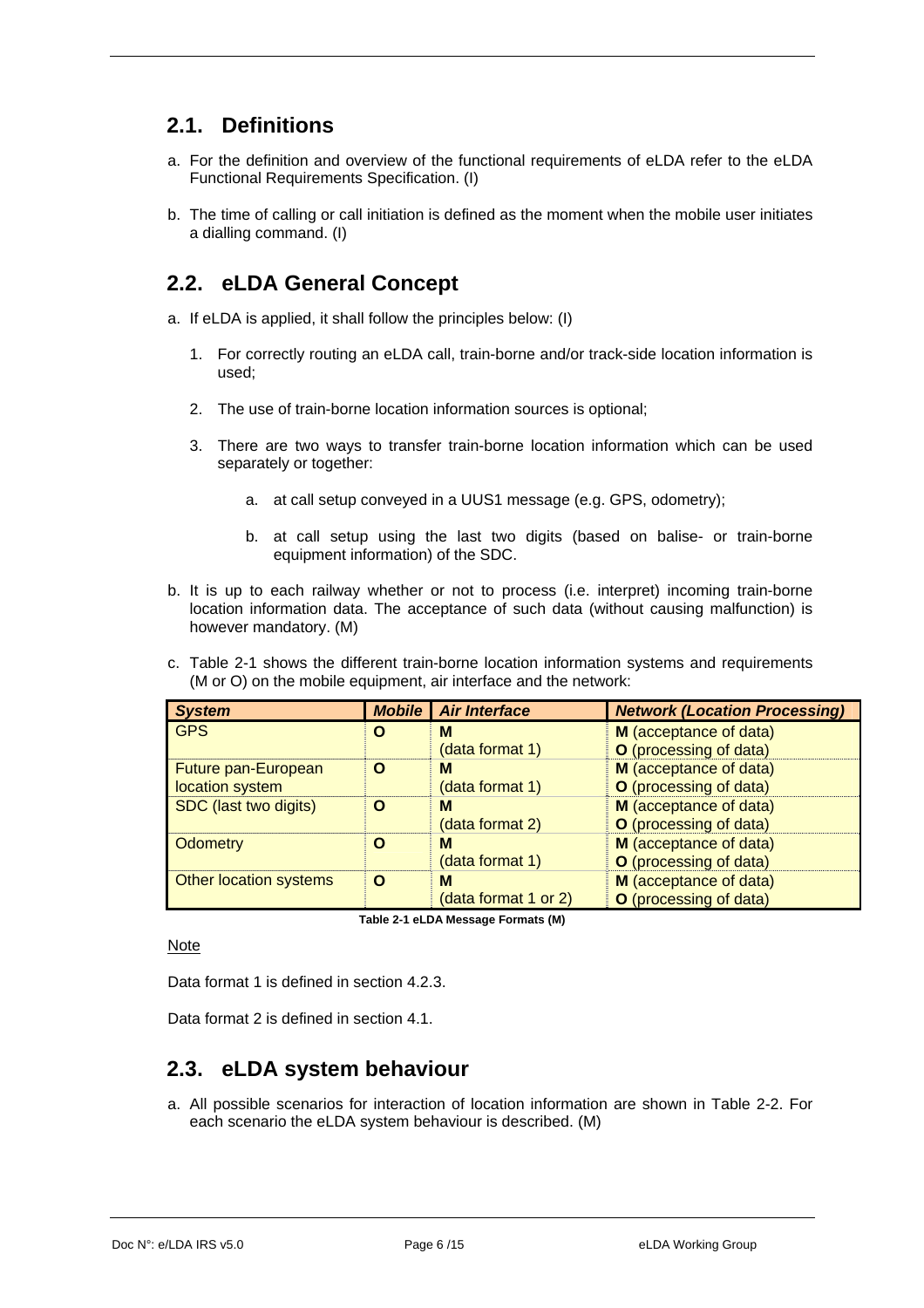## 2.1. Definitions

a. For the definition and overview of the functional requirements of eLDA refer to the eLDA Functional Requirements Specification. (I)

b. The time of calling or call initiation is defined as the moment when the mobile user initiates a dialling command. (I)

## 2.2. eLDA General Concept

a. If eLDA is applied, it shall follow the principles below: (I)

   1. For correctly routing an eLDA call, train-borne and/or track-side location information is used;

   2. The use of train-borne location information sources is optional;

   3. There are two ways to transfer train-borne location information which can be used separately or together:

      a. at call setup conveyed in a UUS1 message (e.g. GPS, odometry);

      b. at call setup using the last two digits (based on balise- or train-borne equipment information) of the SDC.

b. It is up to each railway whether or not to process (i.e. interpret) incoming train-borne location information data. The acceptance of such data (without causing malfunction) is however mandatory. (M)

c. Table 2-1 shows the different train-borne location information systems and requirements (M or O) on the mobile equipment, air interface and the network:

| ***System*** | ***Mobile*** | ***Air Interface*** | ***Network (Location Processing)*** |
|---|---|---|---|
| GPS | **O** | **M** (data format 1) | **M** (acceptance of data) **O** (processing of data) |
| Future pan-European location system | **O** | **M** (data format 1) | **M** (acceptance of data) **O** (processing of data) |
| SDC (last two digits) | **O** | **M** (data format 2) | **M** (acceptance of data) **O** (processing of data) |
| Odometry | **O** | **M** (data format 1) | **M** (acceptance of data) **O** (processing of data) |
| Other location systems | **O** | **M** (data format 1 or 2) | **M** (acceptance of data) **O** (processing of data) |

**Table 2-1 eLDA Message Formats (M)**

Note

Data format 1 is defined in section 4.2.3.

Data format 2 is defined in section 4.1.

## 2.3. eLDA system behaviour

a. All possible scenarios for interaction of location information are shown in Table 2-2. For each scenario the eLDA system behaviour is described. (M)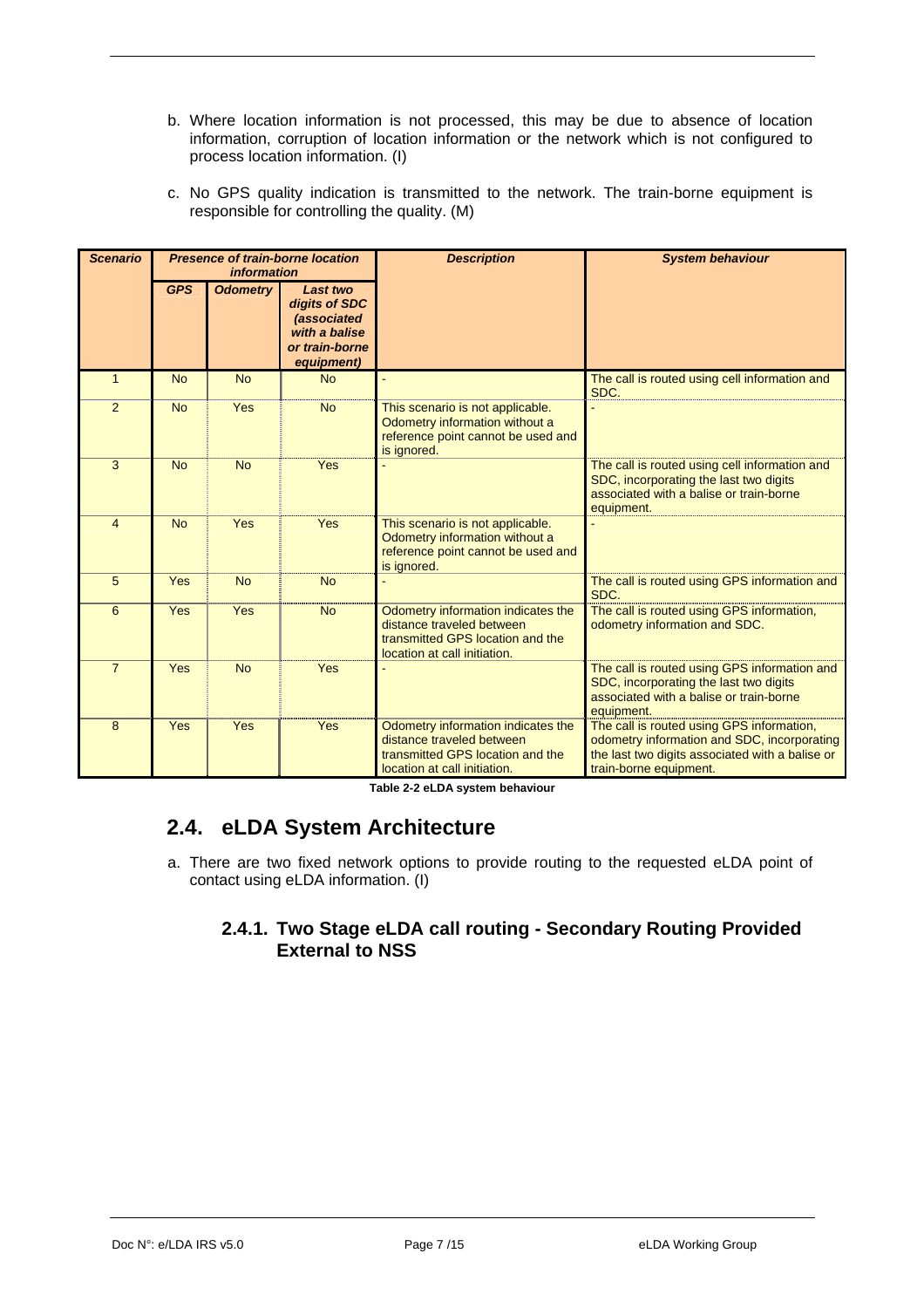b. Where location information is not processed, this may be due to absence of location information, corruption of location information or the network which is not configured to process location information. (I)

c. No GPS quality indication is transmitted to the network. The train-borne equipment is responsible for controlling the quality. (M)

| ***Scenario*** | ***Presence of train-borne location information*** | | | ***Description*** | ***System behaviour*** |
|---|---|---|---|---|---|
| | ***GPS*** | ***Odometry*** | ***Last two digits of SDC (associated with a balise or train-borne equipment)*** | | |
| 1 | No | No | No | - | The call is routed using cell information and SDC. |
| 2 | No | Yes | No | This scenario is not applicable. Odometry information without a reference point cannot be used and is ignored. | - |
| 3 | No | No | Yes | - | The call is routed using cell information and SDC, incorporating the last two digits associated with a balise or train-borne equipment. |
| 4 | No | Yes | Yes | This scenario is not applicable. Odometry information without a reference point cannot be used and is ignored. | - |
| 5 | Yes | No | No | - | The call is routed using GPS information and SDC. |
| 6 | Yes | Yes | No | Odometry information indicates the distance traveled between transmitted GPS location and the location at call initiation. | The call is routed using GPS information, odometry information and SDC. |
| 7 | Yes | No | Yes | - | The call is routed using GPS information and SDC, incorporating the last two digits associated with a balise or train-borne equipment. |
| 8 | Yes | Yes | Yes | Odometry information indicates the distance traveled between transmitted GPS location and the location at call initiation. | The call is routed using GPS information, odometry information and SDC, incorporating the last two digits associated with a balise or train-borne equipment. |

**Table 2-2 eLDA system behaviour**

## 2.4. eLDA System Architecture

a. There are two fixed network options to provide routing to the requested eLDA point of contact using eLDA information. (I)

### 2.4.1. Two Stage eLDA call routing - Secondary Routing Provided External to NSS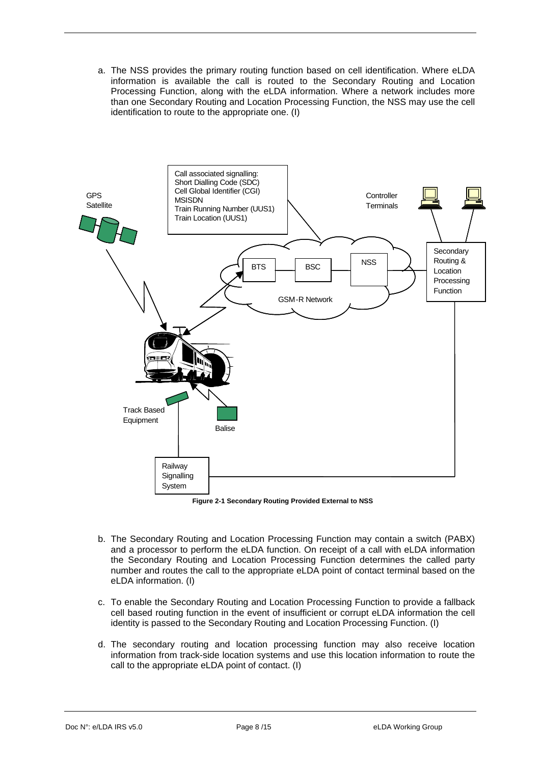a. The NSS provides the primary routing function based on cell identification. Where eLDA information is available the call is routed to the Secondary Routing and Location Processing Function, along with the eLDA information. Where a network includes more than one Secondary Routing and Location Processing Function, the NSS may use the cell identification to route to the appropriate one. (I)

**Figure 2-1 Secondary Routing Provided External to NSS**

b. The Secondary Routing and Location Processing Function may contain a switch (PABX) and a processor to perform the eLDA function. On receipt of a call with eLDA information the Secondary Routing and Location Processing Function determines the called party number and routes the call to the appropriate eLDA point of contact terminal based on the eLDA information. (I)

c. To enable the Secondary Routing and Location Processing Function to provide a fallback cell based routing function in the event of insufficient or corrupt eLDA information the cell identity is passed to the Secondary Routing and Location Processing Function. (I)

d. The secondary routing and location processing function may also receive location information from track-side location systems and use this location information to route the call to the appropriate eLDA point of contact. (I)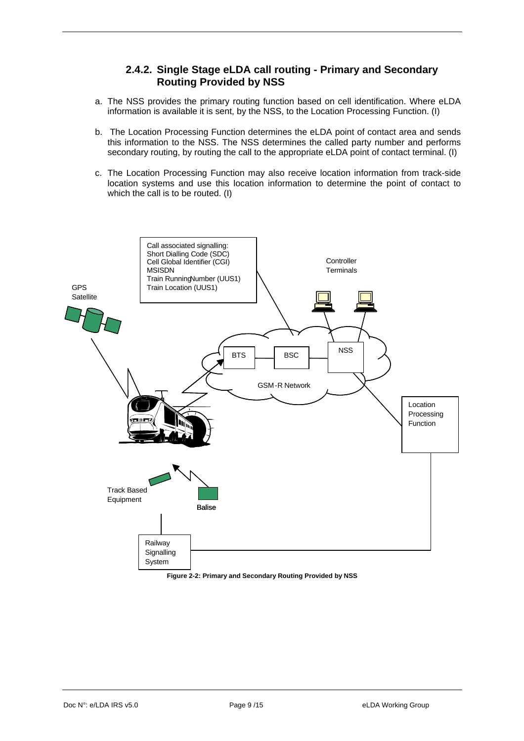### 2.4.2. Single Stage eLDA call routing - Primary and Secondary Routing Provided by NSS

a. The NSS provides the primary routing function based on cell identification. Where eLDA information is available it is sent, by the NSS, to the Location Processing Function. (I)

b. The Location Processing Function determines the eLDA point of contact area and sends this information to the NSS. The NSS determines the called party number and performs secondary routing, by routing the call to the appropriate eLDA point of contact terminal. (I)

c. The Location Processing Function may also receive location information from track-side location systems and use this location information to determine the point of contact to which the call is to be routed. (I)

Call associated signalling:
Short Dialling Code (SDC)
Cell Global Identifier (CGI)
MSISDN
Train Running Number (UUS1)
Train Location (UUS1)

GPS Satellite

Controller Terminals

BTS

BSC

NSS

GSM-R Network

Location Processing Function

Track Based Equipment

Balise

Railway Signalling System

**Figure 2-2: Primary and Secondary Routing Provided by NSS**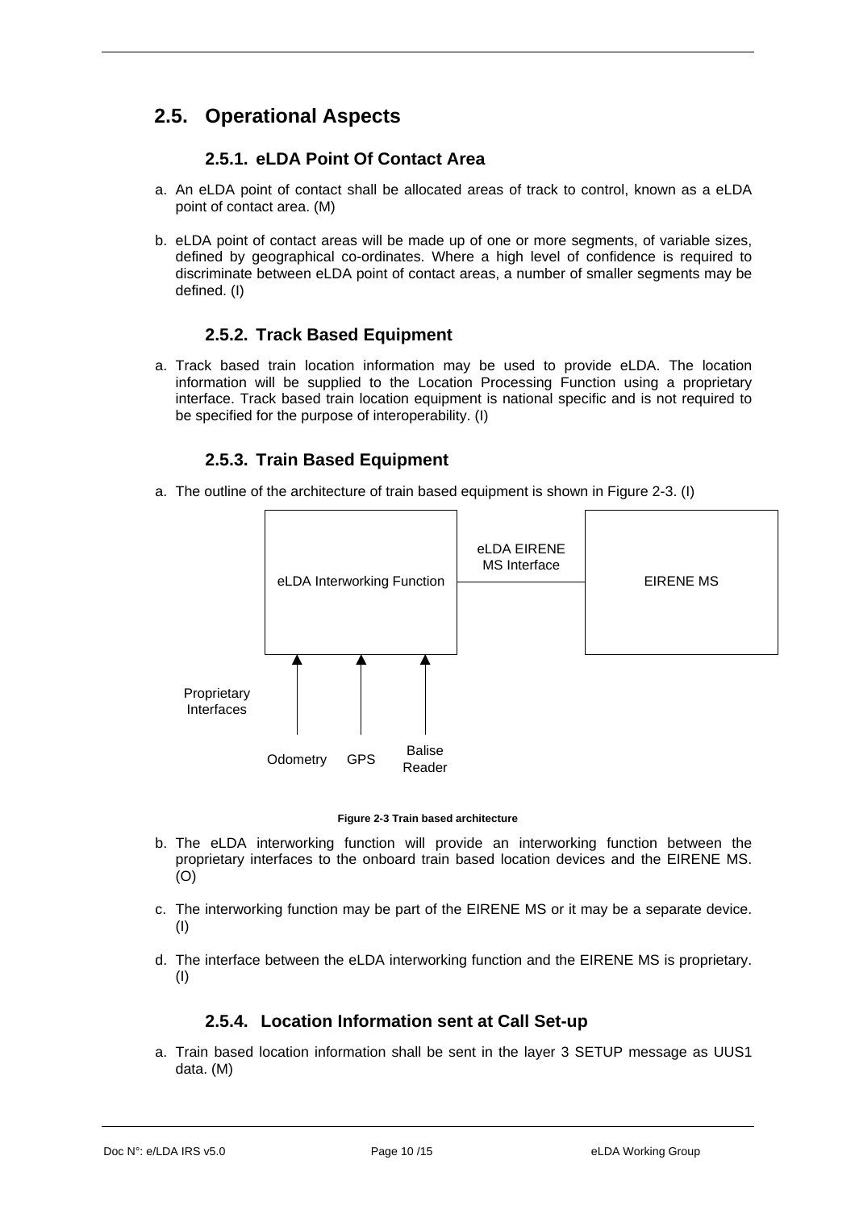## 2.5. Operational Aspects

### 2.5.1. eLDA Point Of Contact Area

a. An eLDA point of contact shall be allocated areas of track to control, known as a eLDA point of contact area. (M)

b. eLDA point of contact areas will be made up of one or more segments, of variable sizes, defined by geographical co-ordinates. Where a high level of confidence is required to discriminate between eLDA point of contact areas, a number of smaller segments may be defined. (I)

### 2.5.2. Track Based Equipment

a. Track based train location information may be used to provide eLDA. The location information will be supplied to the Location Processing Function using a proprietary interface. Track based train location equipment is national specific and is not required to be specified for the purpose of interoperability. (I)

### 2.5.3. Train Based Equipment

a. The outline of the architecture of train based equipment is shown in Figure 2-3. (I)

eLDA Interworking Function — eLDA EIRENE MS Interface — EIRENE MS

Proprietary Interfaces: Odometry, GPS, Balise Reader

**Figure 2-3 Train based architecture**

b. The eLDA interworking function will provide an interworking function between the proprietary interfaces to the onboard train based location devices and the EIRENE MS. (O)

c. The interworking function may be part of the EIRENE MS or it may be a separate device. (I)

d. The interface between the eLDA interworking function and the EIRENE MS is proprietary. (I)

### 2.5.4. Location Information sent at Call Set-up

a. Train based location information shall be sent in the layer 3 SETUP message as UUS1 data. (M)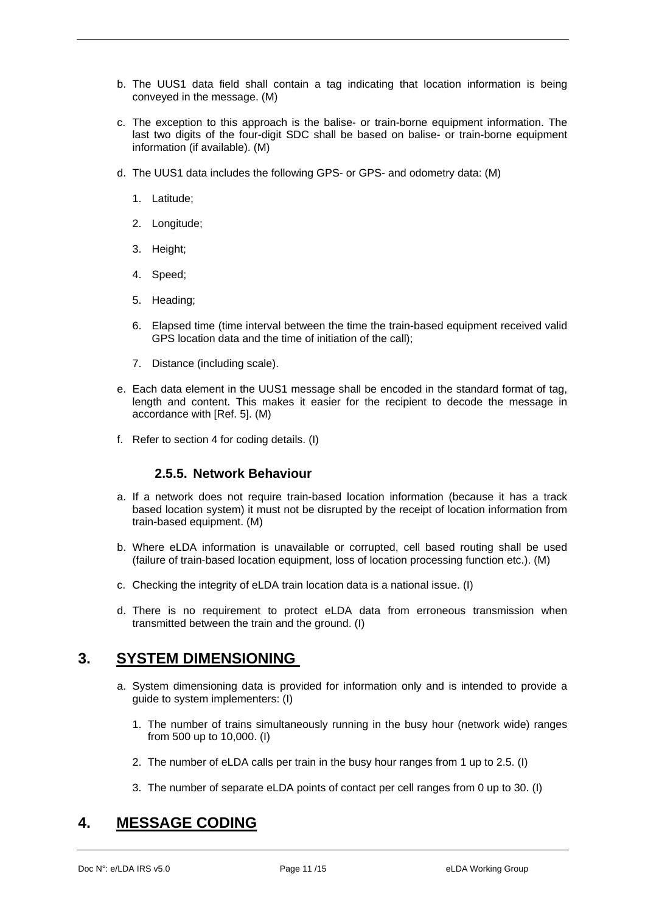b. The UUS1 data field shall contain a tag indicating that location information is being conveyed in the message. (M)

c. The exception to this approach is the balise- or train-borne equipment information. The last two digits of the four-digit SDC shall be based on balise- or train-borne equipment information (if available). (M)

d. The UUS1 data includes the following GPS- or GPS- and odometry data: (M)

   1. Latitude;

   2. Longitude;

   3. Height;

   4. Speed;

   5. Heading;

   6. Elapsed time (time interval between the time the train-based equipment received valid GPS location data and the time of initiation of the call);

   7. Distance (including scale).

e. Each data element in the UUS1 message shall be encoded in the standard format of tag, length and content. This makes it easier for the recipient to decode the message in accordance with [Ref. 5]. (M)

f. Refer to section 4 for coding details. (I)

### 2.5.5. Network Behaviour

a. If a network does not require train-based location information (because it has a track based location system) it must not be disrupted by the receipt of location information from train-based equipment. (M)

b. Where eLDA information is unavailable or corrupted, cell based routing shall be used (failure of train-based location equipment, loss of location processing function etc.). (M)

c. Checking the integrity of eLDA train location data is a national issue. (I)

d. There is no requirement to protect eLDA data from erroneous transmission when transmitted between the train and the ground. (I)

## 3. SYSTEM DIMENSIONING

a. System dimensioning data is provided for information only and is intended to provide a guide to system implementers: (I)

   1. The number of trains simultaneously running in the busy hour (network wide) ranges from 500 up to 10,000. (I)

   2. The number of eLDA calls per train in the busy hour ranges from 1 up to 2.5. (I)

   3. The number of separate eLDA points of contact per cell ranges from 0 up to 30. (I)

## 4. MESSAGE CODING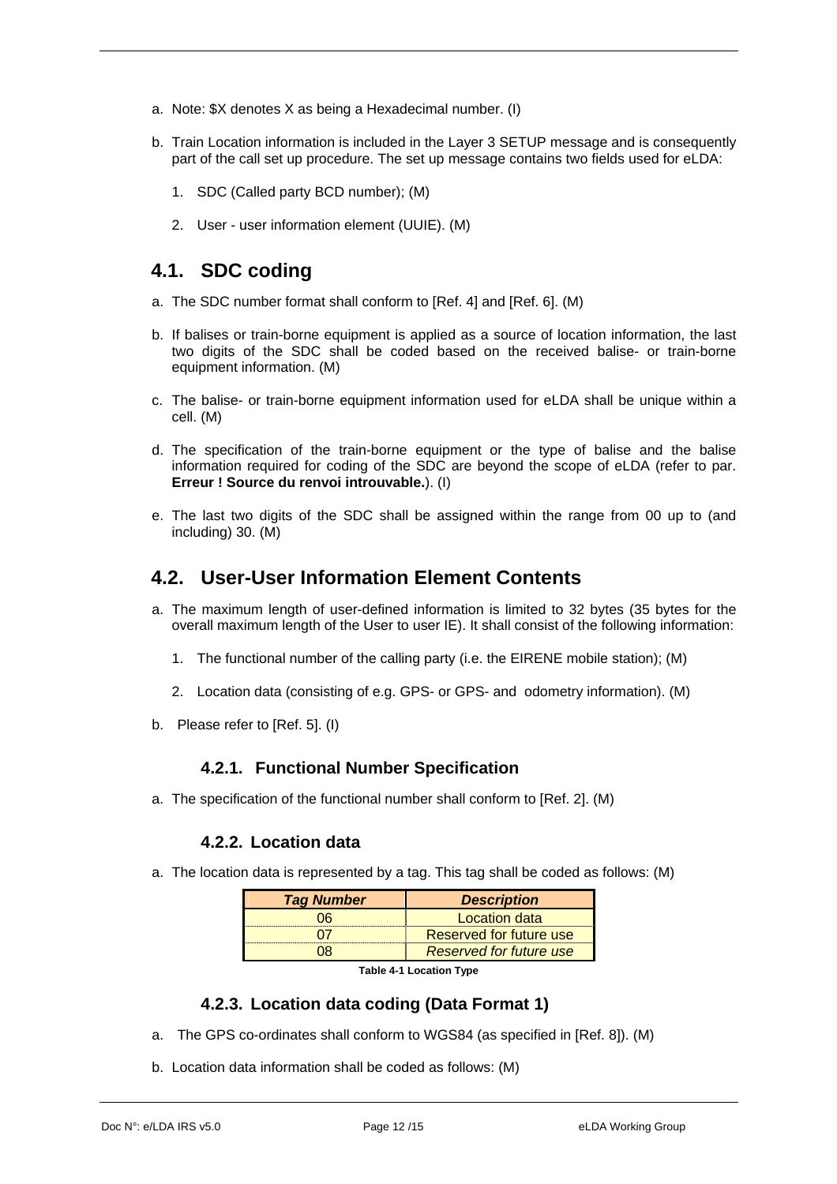a. Note: $X denotes X as being a Hexadecimal number. (I)

b. Train Location information is included in the Layer 3 SETUP message and is consequently part of the call set up procedure. The set up message contains two fields used for eLDA:

   1. SDC (Called party BCD number); (M)

   2. User - user information element (UUIE). (M)

## 4.1. SDC coding

a. The SDC number format shall conform to [Ref. 4] and [Ref. 6]. (M)

b. If balises or train-borne equipment is applied as a source of location information, the last two digits of the SDC shall be coded based on the received balise- or train-borne equipment information. (M)

c. The balise- or train-borne equipment information used for eLDA shall be unique within a cell. (M)

d. The specification of the train-borne equipment or the type of balise and the balise information required for coding of the SDC are beyond the scope of eLDA (refer to par. **Erreur ! Source du renvoi introuvable.**). (I)

e. The last two digits of the SDC shall be assigned within the range from 00 up to (and including) 30. (M)

## 4.2. User-User Information Element Contents

a. The maximum length of user-defined information is limited to 32 bytes (35 bytes for the overall maximum length of the User to user IE). It shall consist of the following information:

   1. The functional number of the calling party (i.e. the EIRENE mobile station); (M)

   2. Location data (consisting of e.g. GPS- or GPS- and odometry information). (M)

b. Please refer to [Ref. 5]. (I)

### 4.2.1. Functional Number Specification

a. The specification of the functional number shall conform to [Ref. 2]. (M)

### 4.2.2. Location data

a. The location data is represented by a tag. This tag shall be coded as follows: (M)

| ***Tag Number*** | ***Description*** |
|---|---|
| 06 | Location data |
| 07 | Reserved for future use |
| 08 | *Reserved for future use* |

**Table 4-1 Location Type**

### 4.2.3. Location data coding (Data Format 1)

a. The GPS co-ordinates shall conform to WGS84 (as specified in [Ref. 8]). (M)

b. Location data information shall be coded as follows: (M)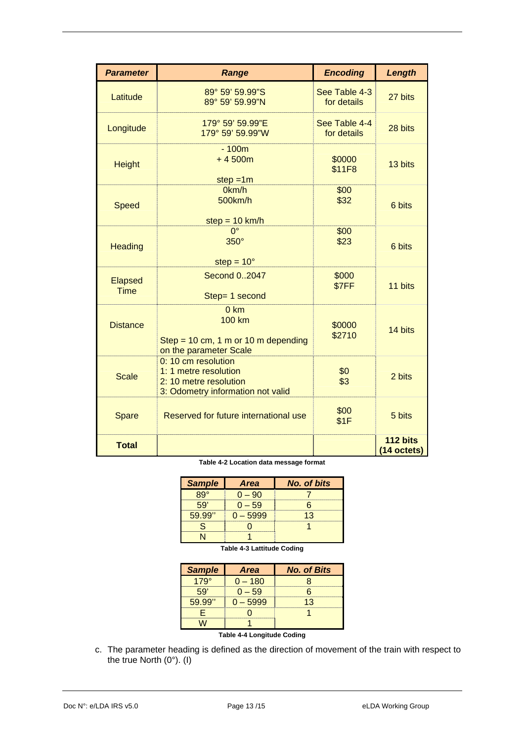| **Parameter** | **Range** | **Encoding** | **Length** |
| --- | --- | --- | --- |
| Latitude | 89° 59' 59.99"S<br>89° 59' 59.99"N | See Table 4-3 for details | 27 bits |
| Longitude | 179° 59' 59.99"E<br>179° 59' 59.99"W | See Table 4-4 for details | 28 bits |
| Height | - 100m<br>+ 4 500m<br><br>step =1m | $0000<br>$11F8 | 13 bits |
| Speed | 0km/h<br>500km/h<br><br>step = 10 km/h | $00<br>$32 | 6 bits |
| Heading | 0°<br>350°<br><br>step = 10° | $00<br>$23 | 6 bits |
| Elapsed Time | Second 0..2047<br><br>Step= 1 second | $000<br>$7FF | 11 bits |
| Distance | 0 km<br>100 km<br><br>Step = 10 cm, 1 m or 10 m depending on the parameter Scale | $0000<br>$2710 | 14 bits |
| Scale | 0: 10 cm resolution<br>1: 1 metre resolution<br>2: 10 metre resolution<br>3: Odometry information not valid | $0<br>$3 | 2 bits |
| Spare | Reserved for future international use | $00<br>$1F | 5 bits |
| **Total** | | | **112 bits (14 octets)** |

**Table 4-2 Location data message format**

| **Sample** | **Area** | **No. of bits** |
| --- | --- | --- |
| 89° | 0 – 90 | 7 |
| 59' | 0 – 59 | 6 |
| 59.99'' | 0 – 5999 | 13 |
| S | 0 | 1 |
| N | 1 | |

**Table 4-3 Lattitude Coding**

| **Sample** | **Area** | **No. of Bits** |
| --- | --- | --- |
| 179° | 0 – 180 | 8 |
| 59' | 0 – 59 | 6 |
| 59.99'' | 0 – 5999 | 13 |
| E | 0 | 1 |
| W | 1 | |

**Table 4-4 Longitude Coding**

c. The parameter heading is defined as the direction of movement of the train with respect to the true North (0°). (I)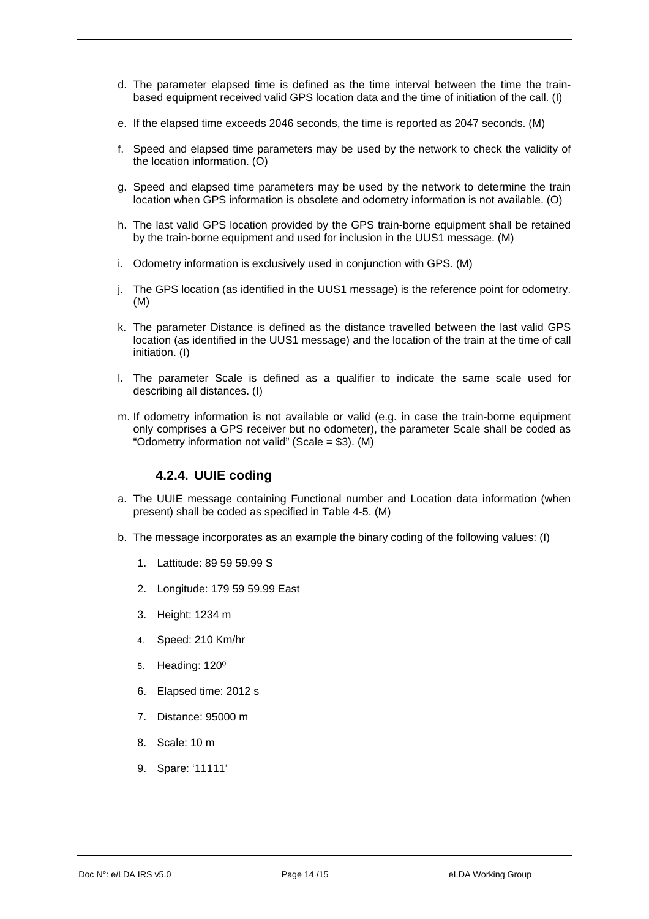d. The parameter elapsed time is defined as the time interval between the time the train-based equipment received valid GPS location data and the time of initiation of the call. (I)

e. If the elapsed time exceeds 2046 seconds, the time is reported as 2047 seconds. (M)

f. Speed and elapsed time parameters may be used by the network to check the validity of the location information. (O)

g. Speed and elapsed time parameters may be used by the network to determine the train location when GPS information is obsolete and odometry information is not available. (O)

h. The last valid GPS location provided by the GPS train-borne equipment shall be retained by the train-borne equipment and used for inclusion in the UUS1 message. (M)

i. Odometry information is exclusively used in conjunction with GPS. (M)

j. The GPS location (as identified in the UUS1 message) is the reference point for odometry. (M)

k. The parameter Distance is defined as the distance travelled between the last valid GPS location (as identified in the UUS1 message) and the location of the train at the time of call initiation. (I)

l. The parameter Scale is defined as a qualifier to indicate the same scale used for describing all distances. (I)

m. If odometry information is not available or valid (e.g. in case the train-borne equipment only comprises a GPS receiver but no odometer), the parameter Scale shall be coded as "Odometry information not valid" (Scale = $3). (M)

### 4.2.4. UUIE coding

a. The UUIE message containing Functional number and Location data information (when present) shall be coded as specified in Table 4-5. (M)

b. The message incorporates as an example the binary coding of the following values: (I)

1. Lattitude: 89 59 59.99 S
2. Longitude: 179 59 59.99 East
3. Height: 1234 m
4. Speed: 210 Km/hr
5. Heading: 120º
6. Elapsed time: 2012 s
7. Distance: 95000 m
8. Scale: 10 m
9. Spare: '11111'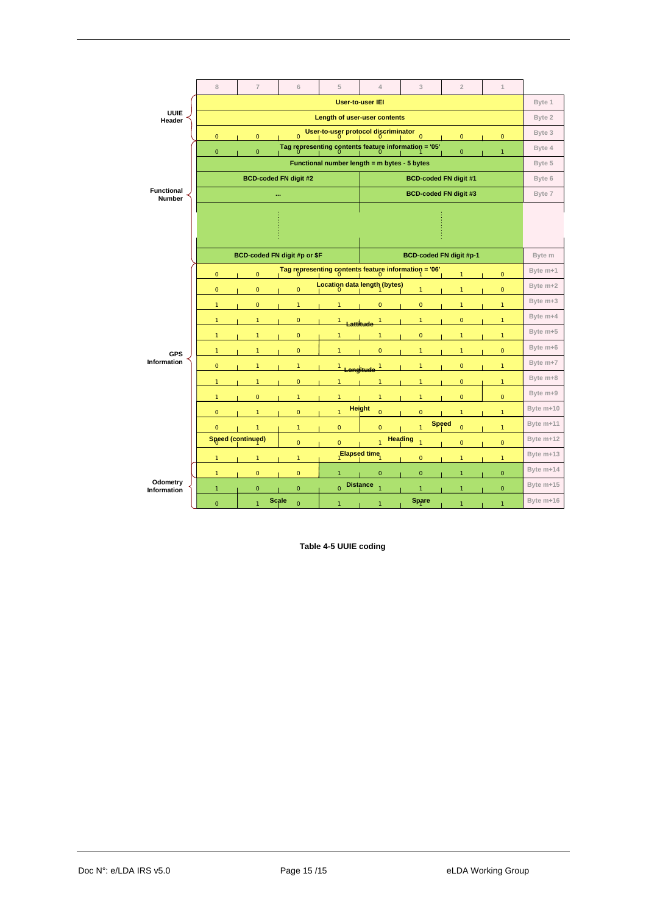| | 8 | 7 | 6 | 5 | 4 | 3 | 2 | 1 | |
|---|---|---|---|---|---|---|---|---|---|
| **UUIE Header** | **User-to-user IEI** | | | | | | | | Byte 1 |
| | **Length of user-user contents** | | | | | | | | Byte 2 |
| | **User-to-user protocol discriminator** | | | | | | | | |
| | 0 | 0 | 0 | 0 | 0 | 0 | 0 | 0 | Byte 3 |
| **Functional Number** | **Tag representing contents feature information = '05'** | | | | | | | | |
| | 0 | 0 | 0 | 0 | 0 | 1 | 0 | 1 | Byte 4 |
| | **Functional number length = m bytes - 5 bytes** | | | | | | | | Byte 5 |
| | **BCD-coded FN digit #2** | | | | **BCD-coded FN digit #1** | | | | Byte 6 |
| | **...** | | | | **BCD-coded FN digit #3** | | | | Byte 7 |
| | ⋮ | | | | ⋮ | | | | |
| | **BCD-coded FN digit #p or $F** | | | | **BCD-coded FN digit #p-1** | | | | Byte m |
| **GPS Information** | **Tag representing contents feature information = '06'** | | | | | | | | |
| | 0 | 0 | 0 | 0 | 0 | 1 | 1 | 0 | Byte m+1 |
| | **Location data length (bytes)** | | | | | | | | |
| | 0 | 0 | 0 | 0 | 1 | 1 | 1 | 0 | Byte m+2 |
| | **Latitude** | | | | | | | | |
| | 1 | 0 | 1 | 1 | 0 | 0 | 1 | 1 | Byte m+3 |
| | 1 | 1 | 0 | 1 | 1 | 1 | 0 | 1 | Byte m+4 |
| | 1 | 1 | 0 | 1 | 1 | 0 | 1 | 1 | Byte m+5 |
| | **Longitude** | | | | | | | | |
| | 1 | 1 | 0 | 1 | 0 | 1 | 1 | 0 | Byte m+6 |
| | 0 | 1 | 1 | 1 | 1 | 1 | 0 | 1 | Byte m+7 |
| | 1 | 1 | 0 | 1 | 1 | 1 | 0 | 1 | Byte m+8 |
| | 1 | 0 | 1 | 1 | 1 | 1 | 0 | 0 | Byte m+9 |
| | **Height** | | | | | | | | |
| | 0 | 1 | 0 | 1 | 0 | 0 | 1 | 1 | Byte m+10 |
| | 0 | 1 | 1 | 0 | **Speed** 0 | 1 | 0 | 1 | Byte m+11 |
| | **Speed (continued)** 0 | 1 | **Heading** 0 | 0 | 1 | 1 | 0 | 0 | Byte m+12 |
| | **Elapsed time** | | | | | | | | |
| | 1 | 1 | 1 | 1 | 1 | 0 | 1 | 1 | Byte m+13 |
| **Odometry Information** | **Distance** | | | | | | | | |
| | 1 | 0 | 0 | 1 | 0 | 0 | 1 | 0 | Byte m+14 |
| | 1 | 0 | 0 | 0 | 1 | 1 | 1 | 0 | Byte m+15 |
| | **Scale** 0 | 1 | **Spare** 0 | 1 | 1 | 1 | 1 | 1 | Byte m+16 |

**Table 4-5 UUIE coding**